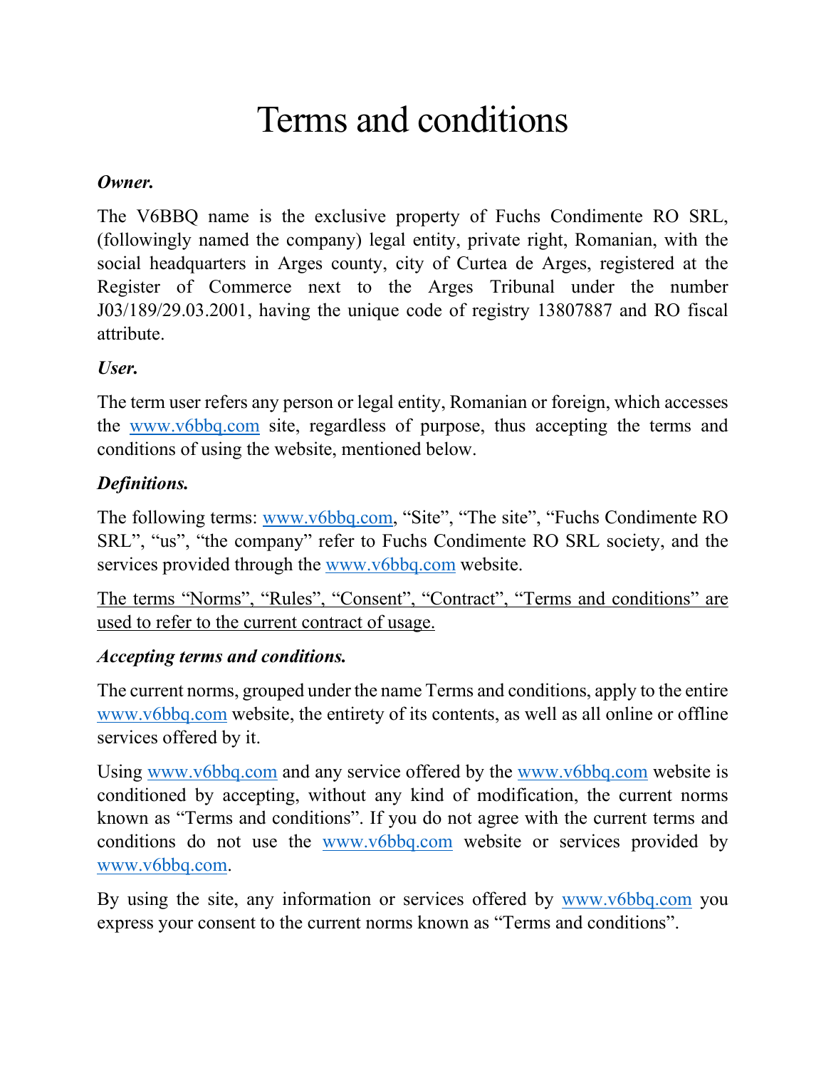# Terms and conditions

***Owner.***

The V6BBQ name is the exclusive property of Fuchs Condimente RO SRL, (followingly named the company) legal entity, private right, Romanian, with the social headquarters in Arges county, city of Curtea de Arges, registered at the Register of Commerce next to the Arges Tribunal under the number J03/189/29.03.2001, having the unique code of registry 13807887 and RO fiscal attribute.

***User.***

The term user refers any person or legal entity, Romanian or foreign, which accesses the www.v6bbq.com site, regardless of purpose, thus accepting the terms and conditions of using the website, mentioned below.

***Definitions.***

The following terms: www.v6bbq.com, “Site”, “The site”, “Fuchs Condimente RO SRL”, “us”, “the company” refer to Fuchs Condimente RO SRL society, and the services provided through the www.v6bbq.com website.

<u>The terms “Norms”, “Rules”, “Consent”, “Contract”, “Terms and conditions” are used to refer to the current contract of usage.</u>

***Accepting terms and conditions.***

The current norms, grouped under the name Terms and conditions, apply to the entire www.v6bbq.com website, the entirety of its contents, as well as all online or offline services offered by it.

Using www.v6bbq.com and any service offered by the www.v6bbq.com website is conditioned by accepting, without any kind of modification, the current norms known as “Terms and conditions”. If you do not agree with the current terms and conditions do not use the www.v6bbq.com website or services provided by www.v6bbq.com.

By using the site, any information or services offered by www.v6bbq.com you express your consent to the current norms known as “Terms and conditions”.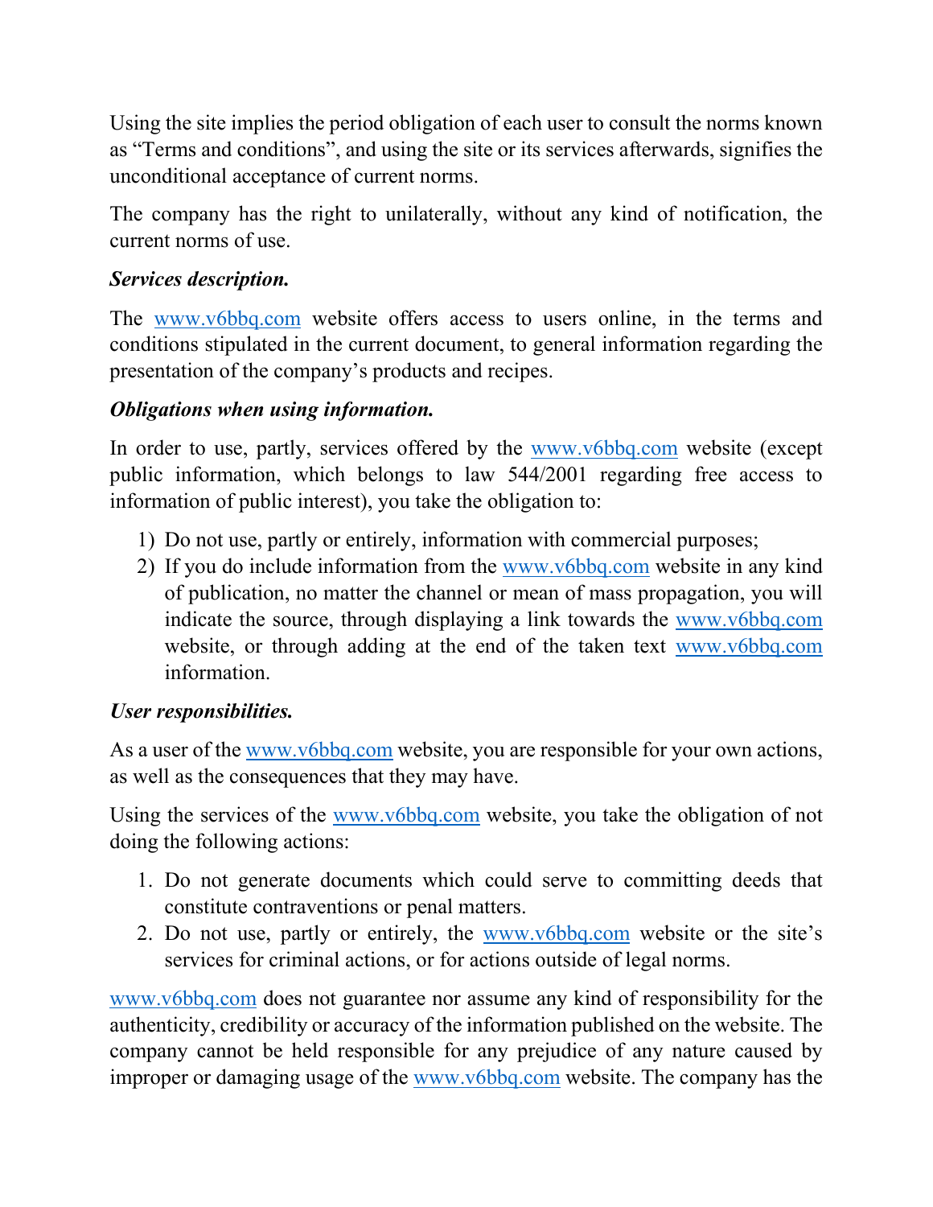Using the site implies the period obligation of each user to consult the norms known as "Terms and conditions", and using the site or its services afterwards, signifies the unconditional acceptance of current norms.

The company has the right to unilaterally, without any kind of notification, the current norms of use.

***Services description.***

The www.v6bbq.com website offers access to users online, in the terms and conditions stipulated in the current document, to general information regarding the presentation of the company's products and recipes.

***Obligations when using information.***

In order to use, partly, services offered by the www.v6bbq.com website (except public information, which belongs to law 544/2001 regarding free access to information of public interest), you take the obligation to:

1) Do not use, partly or entirely, information with commercial purposes;
2) If you do include information from the www.v6bbq.com website in any kind of publication, no matter the channel or mean of mass propagation, you will indicate the source, through displaying a link towards the www.v6bbq.com website, or through adding at the end of the taken text www.v6bbq.com information.

***User responsibilities.***

As a user of the www.v6bbq.com website, you are responsible for your own actions, as well as the consequences that they may have.

Using the services of the www.v6bbq.com website, you take the obligation of not doing the following actions:

1. Do not generate documents which could serve to committing deeds that constitute contraventions or penal matters.
2. Do not use, partly or entirely, the www.v6bbq.com website or the site's services for criminal actions, or for actions outside of legal norms.

www.v6bbq.com does not guarantee nor assume any kind of responsibility for the authenticity, credibility or accuracy of the information published on the website. The company cannot be held responsible for any prejudice of any nature caused by improper or damaging usage of the www.v6bbq.com website. The company has the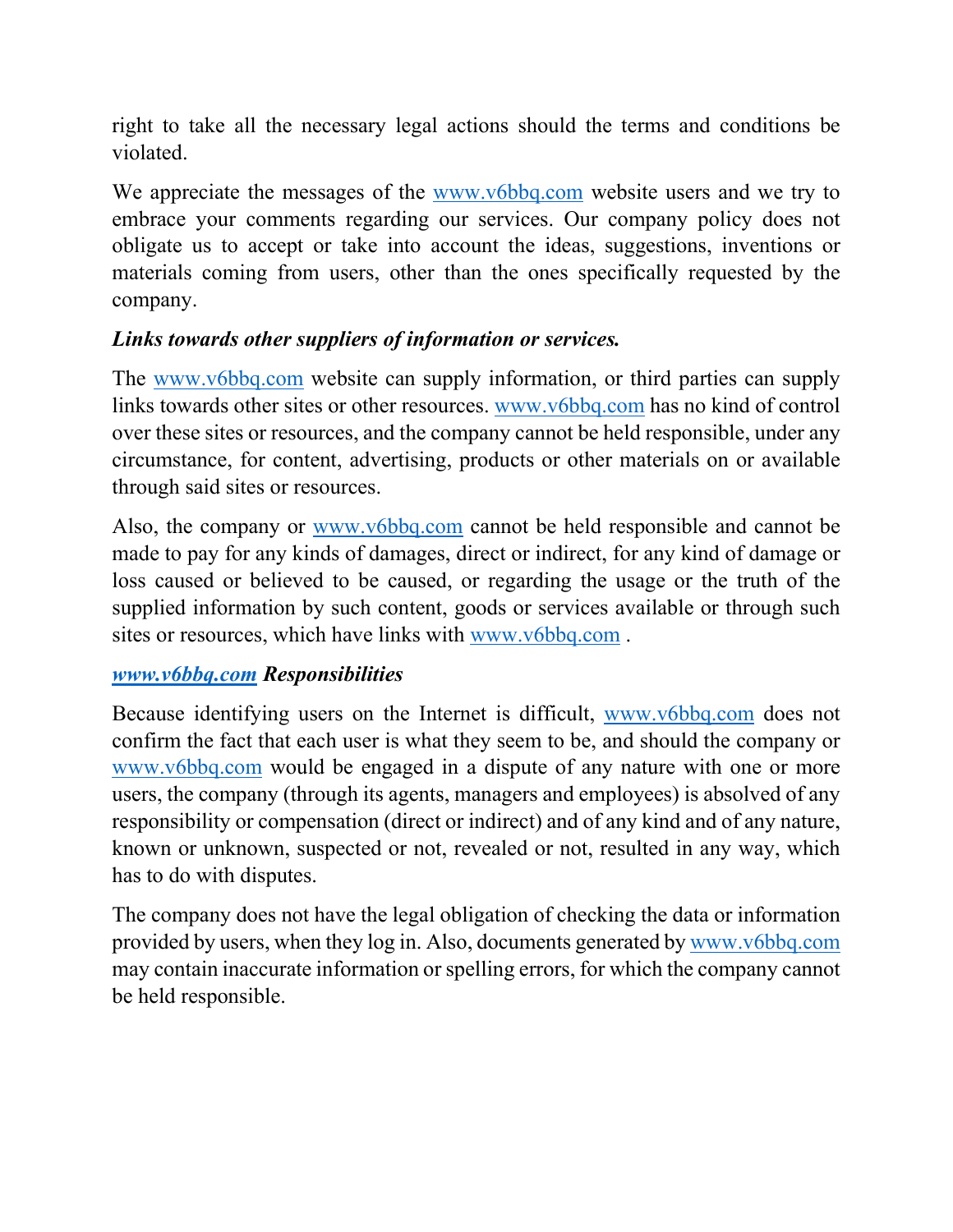right to take all the necessary legal actions should the terms and conditions be violated.

We appreciate the messages of the [www.v6bbq.com](http://www.v6bbq.com) website users and we try to embrace your comments regarding our services. Our company policy does not obligate us to accept or take into account the ideas, suggestions, inventions or materials coming from users, other than the ones specifically requested by the company.

***Links towards other suppliers of information or services.***

The [www.v6bbq.com](http://www.v6bbq.com) website can supply information, or third parties can supply links towards other sites or other resources. [www.v6bbq.com](http://www.v6bbq.com) has no kind of control over these sites or resources, and the company cannot be held responsible, under any circumstance, for content, advertising, products or other materials on or available through said sites or resources.

Also, the company or [www.v6bbq.com](http://www.v6bbq.com) cannot be held responsible and cannot be made to pay for any kinds of damages, direct or indirect, for any kind of damage or loss caused or believed to be caused, or regarding the usage or the truth of the supplied information by such content, goods or services available or through such sites or resources, which have links with [www.v6bbq.com](http://www.v6bbq.com) .

***[www.v6bbq.com](http://www.v6bbq.com) Responsibilities***

Because identifying users on the Internet is difficult, [www.v6bbq.com](http://www.v6bbq.com) does not confirm the fact that each user is what they seem to be, and should the company or [www.v6bbq.com](http://www.v6bbq.com) would be engaged in a dispute of any nature with one or more users, the company (through its agents, managers and employees) is absolved of any responsibility or compensation (direct or indirect) and of any kind and of any nature, known or unknown, suspected or not, revealed or not, resulted in any way, which has to do with disputes.

The company does not have the legal obligation of checking the data or information provided by users, when they log in. Also, documents generated by [www.v6bbq.com](http://www.v6bbq.com) may contain inaccurate information or spelling errors, for which the company cannot be held responsible.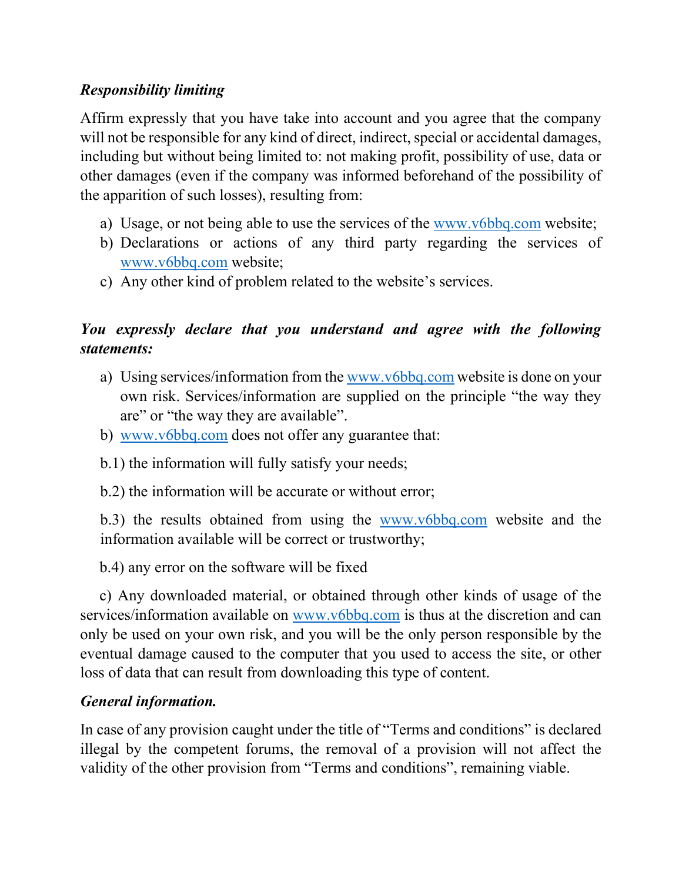***Responsibility limiting***

Affirm expressly that you have take into account and you agree that the company will not be responsible for any kind of direct, indirect, special or accidental damages, including but without being limited to: not making profit, possibility of use, data or other damages (even if the company was informed beforehand of the possibility of the apparition of such losses), resulting from:

a) Usage, or not being able to use the services of the www.v6bbq.com website;
b) Declarations or actions of any third party regarding the services of www.v6bbq.com website;
c) Any other kind of problem related to the website's services.

***You expressly declare that you understand and agree with the following statements:***

a) Using services/information from the www.v6bbq.com website is done on your own risk. Services/information are supplied on the principle "the way they are" or "the way they are available".
b) www.v6bbq.com does not offer any guarantee that:

b.1) the information will fully satisfy your needs;

b.2) the information will be accurate or without error;

b.3) the results obtained from using the www.v6bbq.com website and the information available will be correct or trustworthy;

b.4) any error on the software will be fixed

c) Any downloaded material, or obtained through other kinds of usage of the services/information available on www.v6bbq.com is thus at the discretion and can only be used on your own risk, and you will be the only person responsible by the eventual damage caused to the computer that you used to access the site, or other loss of data that can result from downloading this type of content.

***General information.***

In case of any provision caught under the title of "Terms and conditions" is declared illegal by the competent forums, the removal of a provision will not affect the validity of the other provision from "Terms and conditions", remaining viable.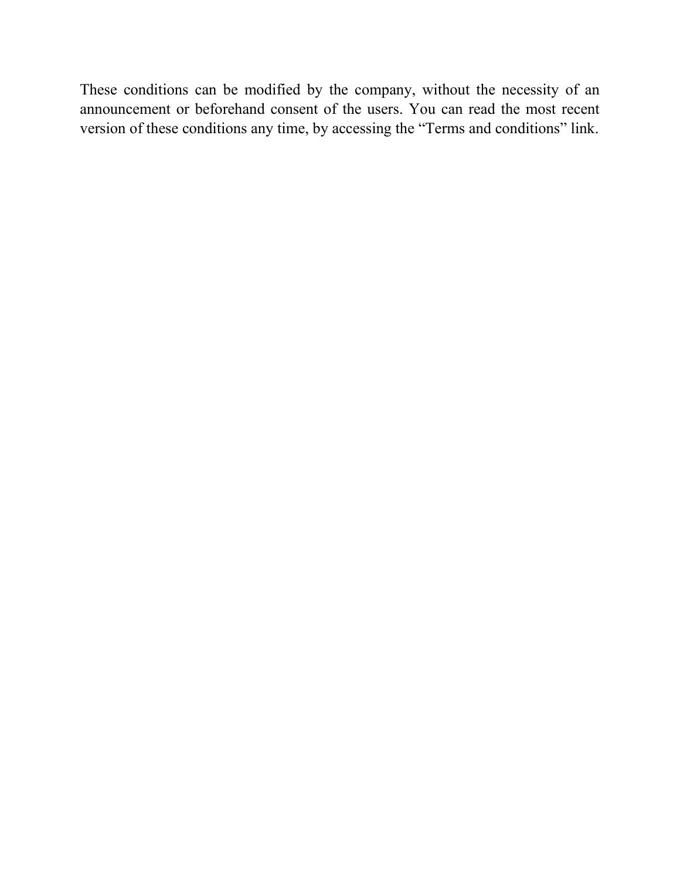These conditions can be modified by the company, without the necessity of an announcement or beforehand consent of the users. You can read the most recent version of these conditions any time, by accessing the “Terms and conditions” link.